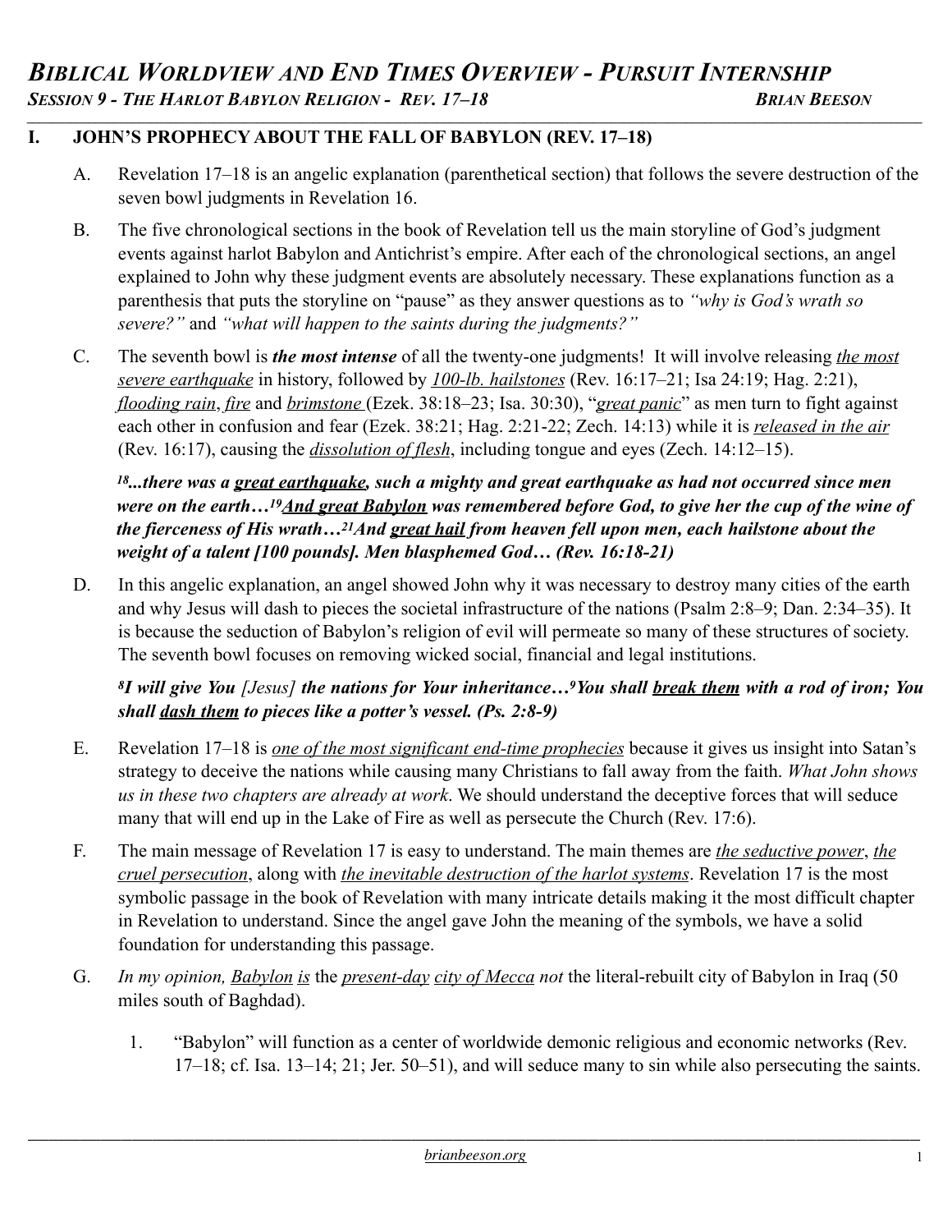# *Biblical Worldview and End Times Overview - Pursuit Internship*

***Session 9 - The Harlot Babylon Religion - Rev. 17–18*** — ***Brian Beeson***

## I. JOHN'S PROPHECY ABOUT THE FALL OF BABYLON (REV. 17–18)

A. Revelation 17–18 is an angelic explanation (parenthetical section) that follows the severe destruction of the seven bowl judgments in Revelation 16.

B. The five chronological sections in the book of Revelation tell us the main storyline of God's judgment events against harlot Babylon and Antichrist's empire. After each of the chronological sections, an angel explained to John why these judgment events are absolutely necessary. These explanations function as a parenthesis that puts the storyline on "pause" as they answer questions as to *"why is God's wrath so severe?"* and *"what will happen to the saints during the judgments?"*

C. The seventh bowl is ***the most intense*** of all the twenty-one judgments! It will involve releasing *<u>the most severe earthquake</u>* in history, followed by *<u>100-lb. hailstones</u>* (Rev. 16:17–21; Isa 24:19; Hag. 2:21), *<u>flooding rain</u>*, *<u>fire</u>* and *<u>brimstone</u>* (Ezek. 38:18–23; Isa. 30:30), "*<u>great panic</u>*" as men turn to fight against each other in confusion and fear (Ezek. 38:21; Hag. 2:21-22; Zech. 14:13) while it is *<u>released in the air</u>* (Rev. 16:17), causing the *<u>dissolution of flesh</u>*, including tongue and eyes (Zech. 14:12–15).

> ***[18]...there was a <u>great earthquake</u>, such a mighty and great earthquake as had not occurred since men were on the earth…[19]<u>And great Babylon</u> was remembered before God, to give her the cup of the wine of the fierceness of His wrath…[21]And <u>great hail</u> from heaven fell upon men, each hailstone about the weight of a talent [100 pounds]. Men blasphemed God… (Rev. 16:18-21)***

D. In this angelic explanation, an angel showed John why it was necessary to destroy many cities of the earth and why Jesus will dash to pieces the societal infrastructure of the nations (Psalm 2:8–9; Dan. 2:34–35). It is because the seduction of Babylon's religion of evil will permeate so many of these structures of society. The seventh bowl focuses on removing wicked social, financial and legal institutions.

> ***[8]I will give You** [Jesus] **the nations for Your inheritance…[9]You shall <u>break them</u> with a rod of iron; You shall <u>dash them</u> to pieces like a potter's vessel. (Ps. 2:8-9)***

E. Revelation 17–18 is *<u>one of the most significant end-time prophecies</u>* because it gives us insight into Satan's strategy to deceive the nations while causing many Christians to fall away from the faith. *What John shows us in these two chapters are already at work*. We should understand the deceptive forces that will seduce many that will end up in the Lake of Fire as well as persecute the Church (Rev. 17:6).

F. The main message of Revelation 17 is easy to understand. The main themes are *<u>the seductive power</u>*, *<u>the cruel persecution</u>*, along with *<u>the inevitable destruction of the harlot systems</u>*. Revelation 17 is the most symbolic passage in the book of Revelation with many intricate details making it the most difficult chapter in Revelation to understand. Since the angel gave John the meaning of the symbols, we have a solid foundation for understanding this passage.

G. *In my opinion, <u>Babylon</u> <u>is</u> the <u>present-day</u> <u>city of Mecca</u> not* the literal-rebuilt city of Babylon in Iraq (50 miles south of Baghdad).

1. "Babylon" will function as a center of worldwide demonic religious and economic networks (Rev. 17–18; cf. Isa. 13–14; 21; Jer. 50–51), and will seduce many to sin while also persecuting the saints.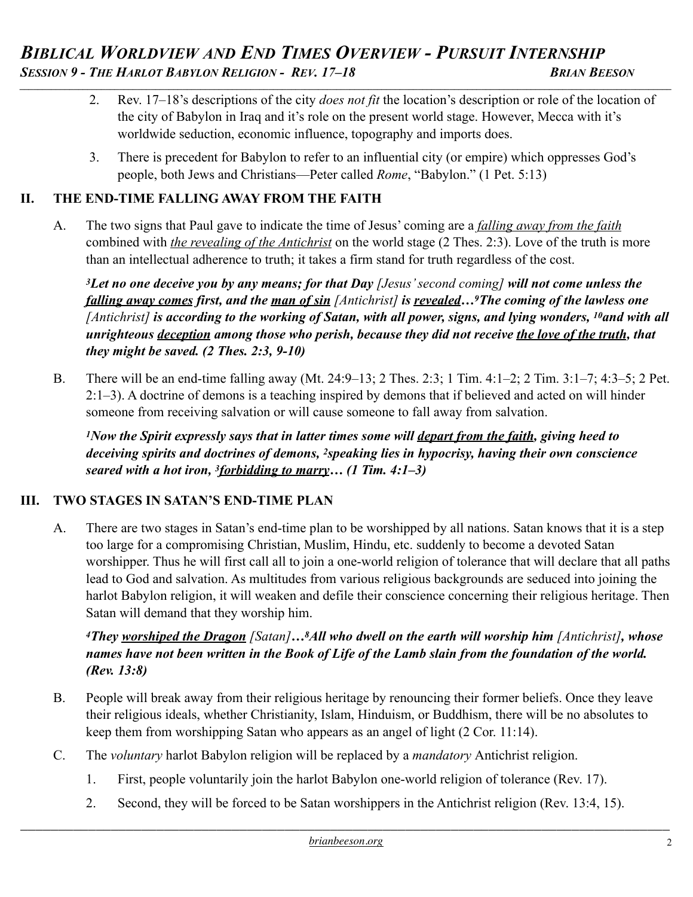2. Rev. 17–18's descriptions of the city *does not fit* the location's description or role of the location of the city of Babylon in Iraq and it's role on the present world stage. However, Mecca with it's worldwide seduction, economic influence, topography and imports does.

3. There is precedent for Babylon to refer to an influential city (or empire) which oppresses God's people, both Jews and Christians—Peter called *Rome*, "Babylon." (1 Pet. 5:13)

## II. THE END-TIME FALLING AWAY FROM THE FAITH

A. The two signs that Paul gave to indicate the time of Jesus' coming are a *falling away from the faith* combined with *the revealing of the Antichrist* on the world stage (2 Thes. 2:3). Love of the truth is more than an intellectual adherence to truth; it takes a firm stand for truth regardless of the cost.

***[3]Let no one deceive you by any means; for that Day** [Jesus' second coming]* ***will not come unless the falling away comes first, and the man of sin** [Antichrist]* ***is revealed…[9]The coming of the lawless one** [Antichrist]* ***is according to the working of Satan, with all power, signs, and lying wonders, [10]and with all unrighteous deception among those who perish, because they did not receive the love of the truth, that they might be saved. (2 Thes. 2:3, 9-10)***

B. There will be an end-time falling away (Mt. 24:9–13; 2 Thes. 2:3; 1 Tim. 4:1–2; 2 Tim. 3:1–7; 4:3–5; 2 Pet. 2:1–3). A doctrine of demons is a teaching inspired by demons that if believed and acted on will hinder someone from receiving salvation or will cause someone to fall away from salvation.

***[1]Now the Spirit expressly says that in latter times some will depart from the faith, giving heed to deceiving spirits and doctrines of demons, [2]speaking lies in hypocrisy, having their own conscience seared with a hot iron, [3]forbidding to marry… (1 Tim. 4:1–3)***

## III. TWO STAGES IN SATAN'S END-TIME PLAN

A. There are two stages in Satan's end-time plan to be worshipped by all nations. Satan knows that it is a step too large for a compromising Christian, Muslim, Hindu, etc. suddenly to become a devoted Satan worshipper. Thus he will first call all to join a one-world religion of tolerance that will declare that all paths lead to God and salvation. As multitudes from various religious backgrounds are seduced into joining the harlot Babylon religion, it will weaken and defile their conscience concerning their religious heritage. Then Satan will demand that they worship him.

***[4]They worshiped the Dragon** [Satan]**…[8]All who dwell on the earth will worship him** [Antichrist]**, whose names have not been written in the Book of Life of the Lamb slain from the foundation of the world. (Rev. 13:8)***

B. People will break away from their religious heritage by renouncing their former beliefs. Once they leave their religious ideals, whether Christianity, Islam, Hinduism, or Buddhism, there will be no absolutes to keep them from worshipping Satan who appears as an angel of light (2 Cor. 11:14).

C. The *voluntary* harlot Babylon religion will be replaced by a *mandatory* Antichrist religion.

1. First, people voluntarily join the harlot Babylon one-world religion of tolerance (Rev. 17).
2. Second, they will be forced to be Satan worshippers in the Antichrist religion (Rev. 13:4, 15).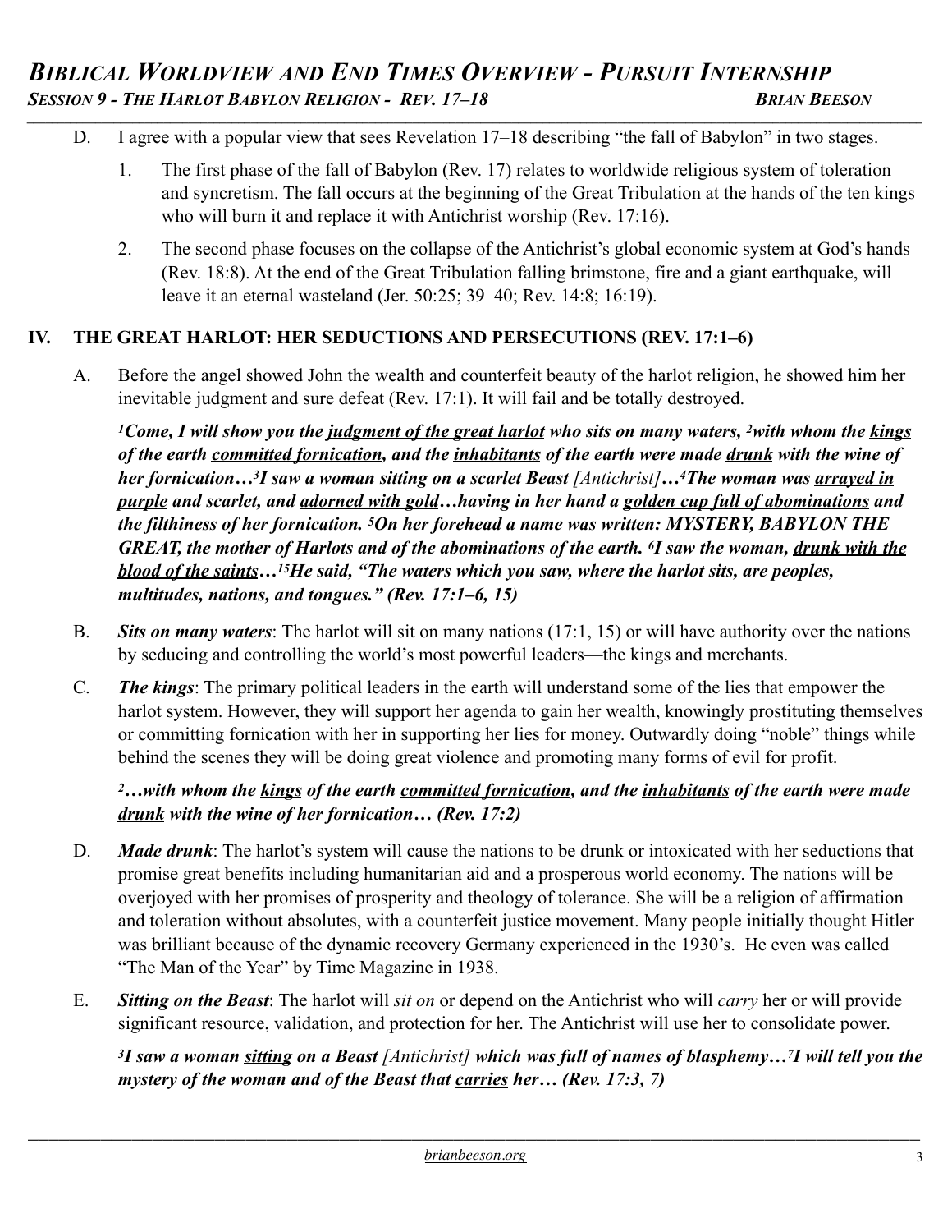D. I agree with a popular view that sees Revelation 17–18 describing "the fall of Babylon" in two stages.

1. The first phase of the fall of Babylon (Rev. 17) relates to worldwide religious system of toleration and syncretism. The fall occurs at the beginning of the Great Tribulation at the hands of the ten kings who will burn it and replace it with Antichrist worship (Rev. 17:16).

2. The second phase focuses on the collapse of the Antichrist's global economic system at God's hands (Rev. 18:8). At the end of the Great Tribulation falling brimstone, fire and a giant earthquake, will leave it an eternal wasteland (Jer. 50:25; 39–40; Rev. 14:8; 16:19).

## IV. THE GREAT HARLOT: HER SEDUCTIONS AND PERSECUTIONS (REV. 17:1–6)

A. Before the angel showed John the wealth and counterfeit beauty of the harlot religion, he showed him her inevitable judgment and sure defeat (Rev. 17:1). It will fail and be totally destroyed.

***[1]Come, I will show you the <u>judgment of the great harlot</u> who sits on many waters, [2]with whom the <u>kings</u> of the earth <u>committed fornication</u>, and the <u>inhabitants</u> of the earth were made <u>drunk</u> with the wine of her fornication…[3]I saw a woman sitting on a scarlet Beast*** *[Antichrist]****…[4]The woman was <u>arrayed in purple</u> and scarlet, and <u>adorned with gold</u>…having in her hand a <u>golden cup full of abominations</u> and the filthiness of her fornication. [5]On her forehead a name was written: MYSTERY, BABYLON THE GREAT, the mother of Harlots and of the abominations of the earth. [6]I saw the woman, <u>drunk with the blood of the saints</u>…[15]He said, "The waters which you saw, where the harlot sits, are peoples, multitudes, nations, and tongues." (Rev. 17:1–6, 15)***

B. ***Sits on many waters***: The harlot will sit on many nations (17:1, 15) or will have authority over the nations by seducing and controlling the world's most powerful leaders—the kings and merchants.

C. ***The kings***: The primary political leaders in the earth will understand some of the lies that empower the harlot system. However, they will support her agenda to gain her wealth, knowingly prostituting themselves or committing fornication with her in supporting her lies for money. Outwardly doing "noble" things while behind the scenes they will be doing great violence and promoting many forms of evil for profit.

***[2]…with whom the <u>kings</u> of the earth <u>committed fornication</u>, and the <u>inhabitants</u> of the earth were made <u>drunk</u> with the wine of her fornication… (Rev. 17:2)***

D. ***Made drunk***: The harlot's system will cause the nations to be drunk or intoxicated with her seductions that promise great benefits including humanitarian aid and a prosperous world economy. The nations will be overjoyed with her promises of prosperity and theology of tolerance. She will be a religion of affirmation and toleration without absolutes, with a counterfeit justice movement. Many people initially thought Hitler was brilliant because of the dynamic recovery Germany experienced in the 1930's. He even was called "The Man of the Year" by Time Magazine in 1938.

E. ***Sitting on the Beast***: The harlot will *sit on* or depend on the Antichrist who will *carry* her or will provide significant resource, validation, and protection for her. The Antichrist will use her to consolidate power.

***[3]I saw a woman <u>sitting</u> on a Beast*** *[Antichrist]* ***which was full of names of blasphemy…[7]I will tell you the mystery of the woman and of the Beast that <u>carries</u> her… (Rev. 17:3, 7)***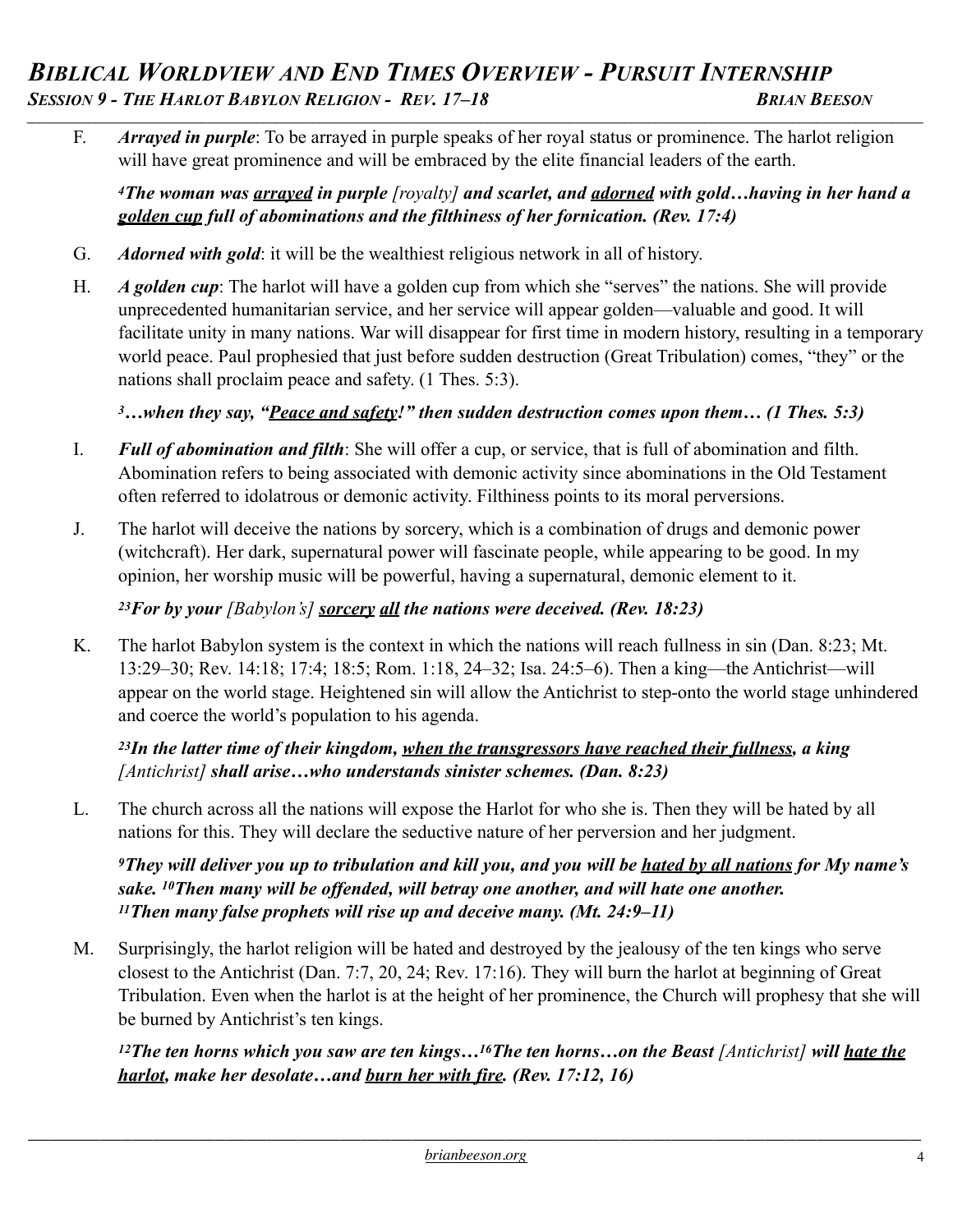F. ***Arrayed in purple***: To be arrayed in purple speaks of her royal status or prominence. The harlot religion will have great prominence and will be embraced by the elite financial leaders of the earth.

> ***[4]The woman was <u>arrayed</u> in purple** [royalty] **and scarlet, and <u>adorned</u> with gold…having in her hand a <u>golden cup</u> full of abominations and the filthiness of her fornication. (Rev. 17:4)***

G. ***Adorned with gold***: it will be the wealthiest religious network in all of history.

H. ***A golden cup***: The harlot will have a golden cup from which she "serves" the nations. She will provide unprecedented humanitarian service, and her service will appear golden—valuable and good. It will facilitate unity in many nations. War will disappear for first time in modern history, resulting in a temporary world peace. Paul prophesied that just before sudden destruction (Great Tribulation) comes, "they" or the nations shall proclaim peace and safety. (1 Thes. 5:3).

> ***[3]…when they say, "<u>Peace and safety</u>!" then sudden destruction comes upon them… (1 Thes. 5:3)***

I. ***Full of abomination and filth***: She will offer a cup, or service, that is full of abomination and filth. Abomination refers to being associated with demonic activity since abominations in the Old Testament often referred to idolatrous or demonic activity. Filthiness points to its moral perversions.

J. The harlot will deceive the nations by sorcery, which is a combination of drugs and demonic power (witchcraft). Her dark, supernatural power will fascinate people, while appearing to be good. In my opinion, her worship music will be powerful, having a supernatural, demonic element to it.

> ***[23]For by your** [Babylon's] **<u>sorcery</u> <u>all</u> the nations were deceived. (Rev. 18:23)***

K. The harlot Babylon system is the context in which the nations will reach fullness in sin (Dan. 8:23; Mt. 13:29–30; Rev. 14:18; 17:4; 18:5; Rom. 1:18, 24–32; Isa. 24:5–6). Then a king—the Antichrist—will appear on the world stage. Heightened sin will allow the Antichrist to step-onto the world stage unhindered and coerce the world's population to his agenda.

> ***[23]In the latter time of their kingdom, <u>when the transgressors have reached their fullness</u>, a king** [Antichrist] **shall arise…who understands sinister schemes. (Dan. 8:23)***

L. The church across all the nations will expose the Harlot for who she is. Then they will be hated by all nations for this. They will declare the seductive nature of her perversion and her judgment.

> ***[9]They will deliver you up to tribulation and kill you, and you will be <u>hated by all nations</u> for My name's sake. [10]Then many will be offended, will betray one another, and will hate one another. [11]Then many false prophets will rise up and deceive many. (Mt. 24:9–11)***

M. Surprisingly, the harlot religion will be hated and destroyed by the jealousy of the ten kings who serve closest to the Antichrist (Dan. 7:7, 20, 24; Rev. 17:16). They will burn the harlot at beginning of Great Tribulation. Even when the harlot is at the height of her prominence, the Church will prophesy that she will be burned by Antichrist's ten kings.

> ***[12]The ten horns which you saw are ten kings…[16]The ten horns…on the Beast** [Antichrist] **will <u>hate the harlot</u>, make her desolate…and <u>burn her with fire</u>. (Rev. 17:12, 16)***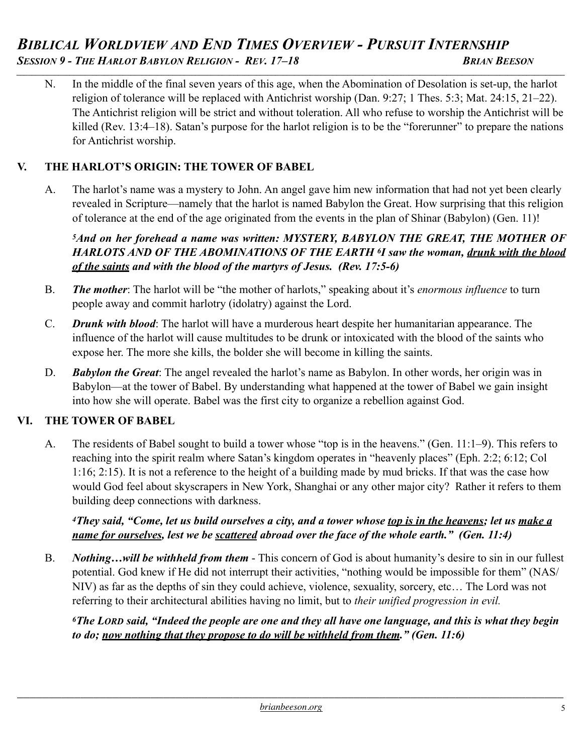N. In the middle of the final seven years of this age, when the Abomination of Desolation is set-up, the harlot religion of tolerance will be replaced with Antichrist worship (Dan. 9:27; 1 Thes. 5:3; Mat. 24:15, 21–22). The Antichrist religion will be strict and without toleration. All who refuse to worship the Antichrist will be killed (Rev. 13:4–18). Satan's purpose for the harlot religion is to be the "forerunner" to prepare the nations for Antichrist worship.

## V. THE HARLOT'S ORIGIN: THE TOWER OF BABEL

A. The harlot's name was a mystery to John. An angel gave him new information that had not yet been clearly revealed in Scripture—namely that the harlot is named Babylon the Great. How surprising that this religion of tolerance at the end of the age originated from the events in the plan of Shinar (Babylon) (Gen. 11)!

***[5]And on her forehead a name was written: MYSTERY, BABYLON THE GREAT, THE MOTHER OF HARLOTS AND OF THE ABOMINATIONS OF THE EARTH [6]I saw the woman, <u>drunk with the blood of the saints</u> and with the blood of the martyrs of Jesus. (Rev. 17:5-6)***

B. ***The mother***: The harlot will be "the mother of harlots," speaking about it's *enormous influence* to turn people away and commit harlotry (idolatry) against the Lord.

C. ***Drunk with blood***: The harlot will have a murderous heart despite her humanitarian appearance. The influence of the harlot will cause multitudes to be drunk or intoxicated with the blood of the saints who expose her. The more she kills, the bolder she will become in killing the saints.

D. ***Babylon the Great***: The angel revealed the harlot's name as Babylon. In other words, her origin was in Babylon—at the tower of Babel. By understanding what happened at the tower of Babel we gain insight into how she will operate. Babel was the first city to organize a rebellion against God.

## VI. THE TOWER OF BABEL

A. The residents of Babel sought to build a tower whose "top is in the heavens." (Gen. 11:1–9). This refers to reaching into the spirit realm where Satan's kingdom operates in "heavenly places" (Eph. 2:2; 6:12; Col 1:16; 2:15). It is not a reference to the height of a building made by mud bricks. If that was the case how would God feel about skyscrapers in New York, Shanghai or any other major city? Rather it refers to them building deep connections with darkness.

***[4]They said, "Come, let us build ourselves a city, and a tower whose <u>top is in the heavens</u>; let us <u>make a name for ourselves</u>, lest we be <u>scattered</u> abroad over the face of the whole earth." (Gen. 11:4)***

B. ***Nothing…will be withheld from them*** - This concern of God is about humanity's desire to sin in our fullest potential. God knew if He did not interrupt their activities, "nothing would be impossible for them" (NAS/NIV) as far as the depths of sin they could achieve, violence, sexuality, sorcery, etc… The Lord was not referring to their architectural abilities having no limit, but to *their unified progression in evil.*

***[6]The LORD said, "Indeed the people are one and they all have one language, and this is what they begin to do; <u>now nothing that they propose to do will be withheld from them</u>." (Gen. 11:6)***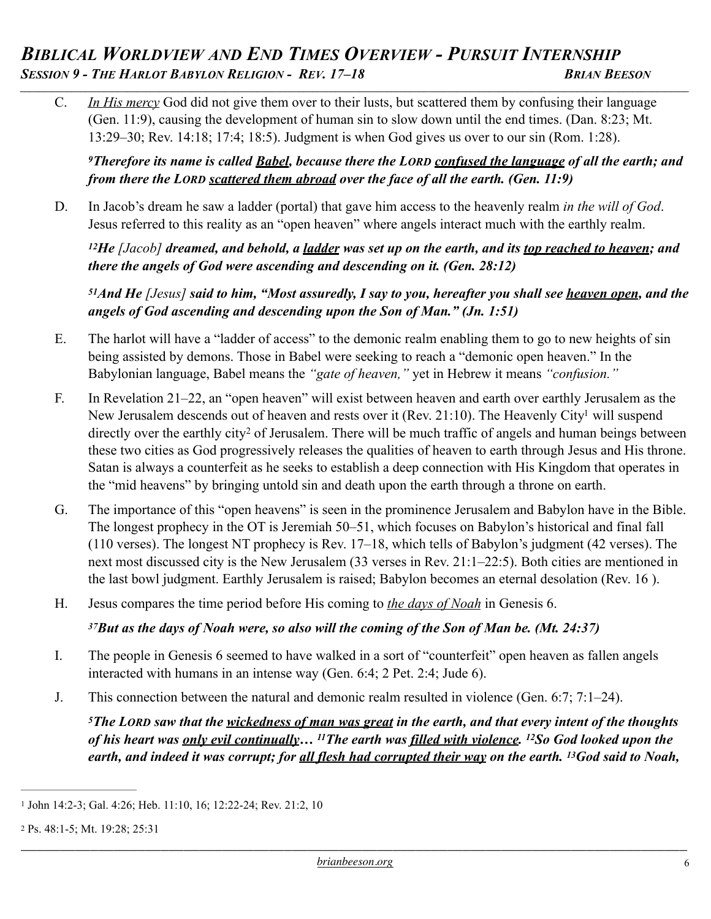C. *In His mercy* God did not give them over to their lusts, but scattered them by confusing their language (Gen. 11:9), causing the development of human sin to slow down until the end times. (Dan. 8:23; Mt. 13:29–30; Rev. 14:18; 17:4; 18:5). Judgment is when God gives us over to our sin (Rom. 1:28).

***[9]Therefore its name is called Babel, because there the LORD confused the language of all the earth; and from there the LORD scattered them abroad over the face of all the earth. (Gen. 11:9)***

D. In Jacob's dream he saw a ladder (portal) that gave him access to the heavenly realm *in the will of God*. Jesus referred to this reality as an "open heaven" where angels interact much with the earthly realm.

***[12]He*** *[Jacob]* ***dreamed, and behold, a ladder was set up on the earth, and its top reached to heaven; and there the angels of God were ascending and descending on it. (Gen. 28:12)***

***[51]And He*** *[Jesus]* ***said to him, "Most assuredly, I say to you, hereafter you shall see heaven open, and the angels of God ascending and descending upon the Son of Man." (Jn. 1:51)***

E. The harlot will have a "ladder of access" to the demonic realm enabling them to go to new heights of sin being assisted by demons. Those in Babel were seeking to reach a "demonic open heaven." In the Babylonian language, Babel means the *"gate of heaven,"* yet in Hebrew it means *"confusion."*

F. In Revelation 21–22, an "open heaven" will exist between heaven and earth over earthly Jerusalem as the New Jerusalem descends out of heaven and rests over it (Rev. 21:10). The Heavenly City[1] will suspend directly over the earthly city[2] of Jerusalem. There will be much traffic of angels and human beings between these two cities as God progressively releases the qualities of heaven to earth through Jesus and His throne. Satan is always a counterfeit as he seeks to establish a deep connection with His Kingdom that operates in the "mid heavens" by bringing untold sin and death upon the earth through a throne on earth.

G. The importance of this "open heavens" is seen in the prominence Jerusalem and Babylon have in the Bible. The longest prophecy in the OT is Jeremiah 50–51, which focuses on Babylon's historical and final fall (110 verses). The longest NT prophecy is Rev. 17–18, which tells of Babylon's judgment (42 verses). The next most discussed city is the New Jerusalem (33 verses in Rev. 21:1–22:5). Both cities are mentioned in the last bowl judgment. Earthly Jerusalem is raised; Babylon becomes an eternal desolation (Rev. 16 ).

H. Jesus compares the time period before His coming to *the days of Noah* in Genesis 6.

***[37]But as the days of Noah were, so also will the coming of the Son of Man be. (Mt. 24:37)***

I. The people in Genesis 6 seemed to have walked in a sort of "counterfeit" open heaven as fallen angels interacted with humans in an intense way (Gen. 6:4; 2 Pet. 2:4; Jude 6).

J. This connection between the natural and demonic realm resulted in violence (Gen. 6:7; 7:1–24).

***[5]The LORD saw that the wickedness of man was great in the earth, and that every intent of the thoughts of his heart was only evil continually… [11]The earth was filled with violence. [12]So God looked upon the earth, and indeed it was corrupt; for all flesh had corrupted their way on the earth. [13]God said to Noah,***

---

[1] John 14:2-3; Gal. 4:26; Heb. 11:10, 16; 12:22-24; Rev. 21:2, 10

[2] Ps. 48:1-5; Mt. 19:28; 25:31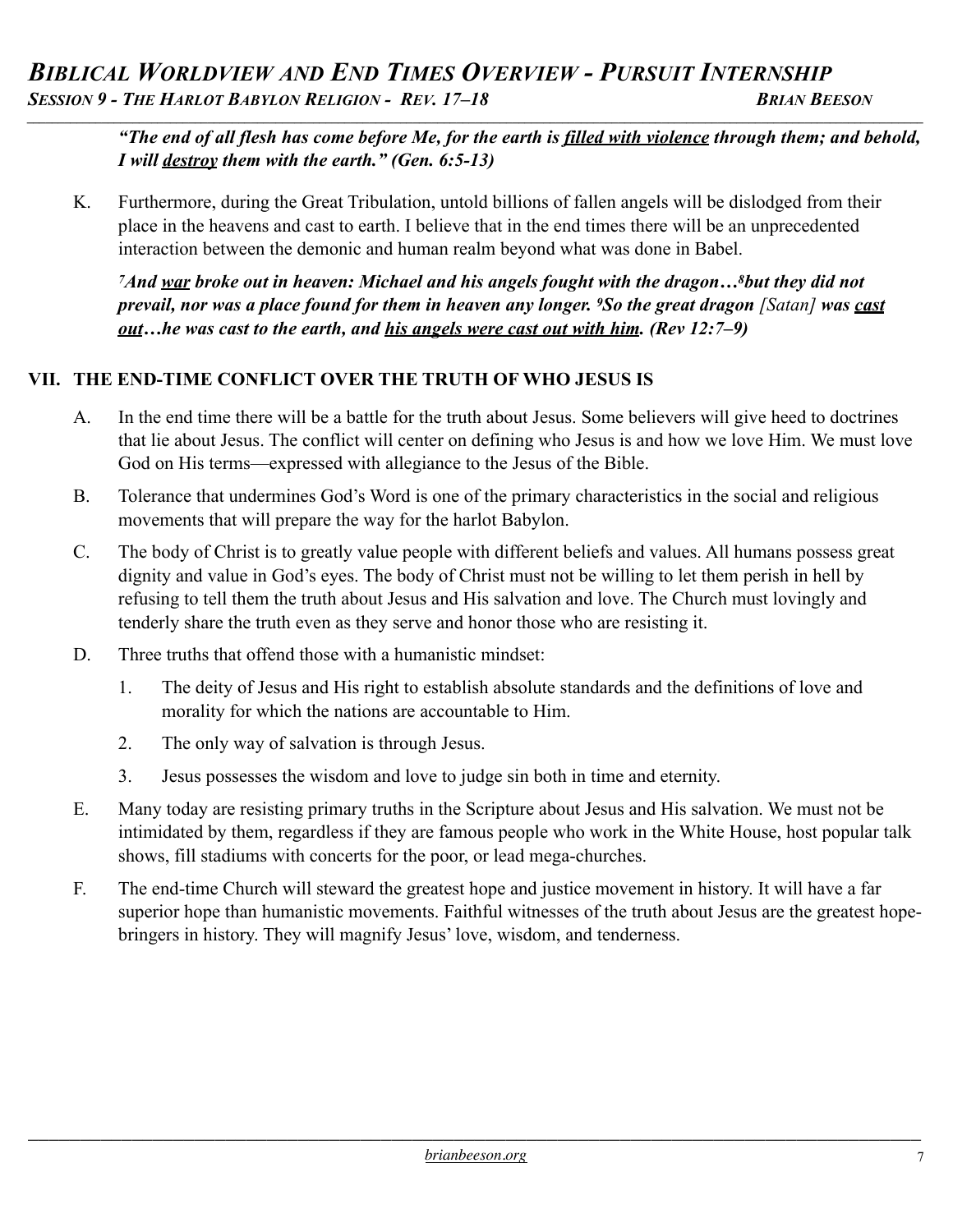***"The end of all flesh has come before Me, for the earth is <u>filled with violence</u> through them; and behold, I will <u>destroy</u> them with the earth." (Gen. 6:5-13)***

K. Furthermore, during the Great Tribulation, untold billions of fallen angels will be dislodged from their place in the heavens and cast to earth. I believe that in the end times there will be an unprecedented interaction between the demonic and human realm beyond what was done in Babel.

***[7]And <u>war</u> broke out in heaven: Michael and his angels fought with the dragon…[8]but they did not prevail, nor was a place found for them in heaven any longer. [9]So the great dragon*** *[Satan]* ***was <u>cast out</u>…he was cast to the earth, and <u>his angels were cast out with him</u>. (Rev 12:7–9)***

## VII. THE END-TIME CONFLICT OVER THE TRUTH OF WHO JESUS IS

A. In the end time there will be a battle for the truth about Jesus. Some believers will give heed to doctrines that lie about Jesus. The conflict will center on defining who Jesus is and how we love Him. We must love God on His terms—expressed with allegiance to the Jesus of the Bible.

B. Tolerance that undermines God's Word is one of the primary characteristics in the social and religious movements that will prepare the way for the harlot Babylon.

C. The body of Christ is to greatly value people with different beliefs and values. All humans possess great dignity and value in God's eyes. The body of Christ must not be willing to let them perish in hell by refusing to tell them the truth about Jesus and His salvation and love. The Church must lovingly and tenderly share the truth even as they serve and honor those who are resisting it.

D. Three truths that offend those with a humanistic mindset:

1. The deity of Jesus and His right to establish absolute standards and the definitions of love and morality for which the nations are accountable to Him.
2. The only way of salvation is through Jesus.
3. Jesus possesses the wisdom and love to judge sin both in time and eternity.

E. Many today are resisting primary truths in the Scripture about Jesus and His salvation. We must not be intimidated by them, regardless if they are famous people who work in the White House, host popular talk shows, fill stadiums with concerts for the poor, or lead mega-churches.

F. The end-time Church will steward the greatest hope and justice movement in history. It will have a far superior hope than humanistic movements. Faithful witnesses of the truth about Jesus are the greatest hope-bringers in history. They will magnify Jesus' love, wisdom, and tenderness.